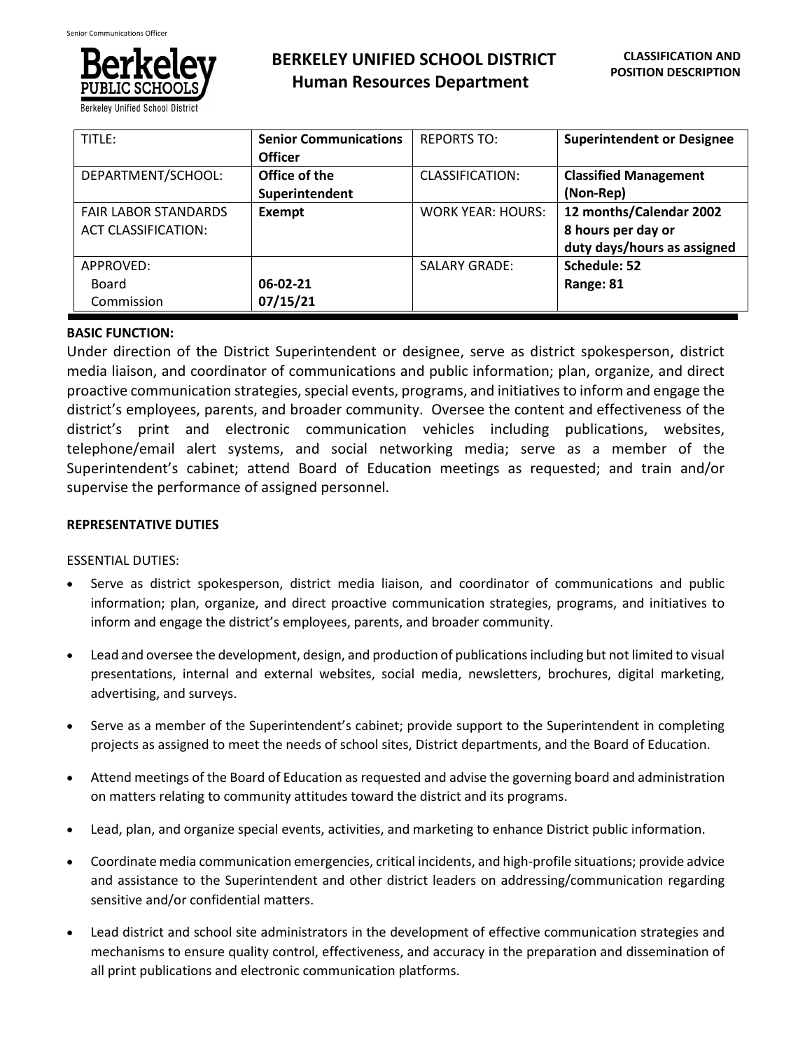# BERKELEY UNIFIED SCHOOL DISTRICT
## Human Resources Department

**CLASSIFICATION AND POSITION DESCRIPTION**

| TITLE: | **Senior Communications Officer** | REPORTS TO: | **Superintendent or Designee** |
|---|---|---|---|
| DEPARTMENT/SCHOOL: | **Office of the Superintendent** | CLASSIFICATION: | **Classified Management (Non-Rep)** |
| FAIR LABOR STANDARDS ACT CLASSIFICATION: | **Exempt** | WORK YEAR: HOURS: | **12 months/Calendar 2002 8 hours per day or duty days/hours as assigned** |
| APPROVED: Board Commission | **06-02-21 07/15/21** | SALARY GRADE: | **Schedule: 52 Range: 81** |

**BASIC FUNCTION:**

Under direction of the District Superintendent or designee, serve as district spokesperson, district media liaison, and coordinator of communications and public information; plan, organize, and direct proactive communication strategies, special events, programs, and initiatives to inform and engage the district's employees, parents, and broader community. Oversee the content and effectiveness of the district's print and electronic communication vehicles including publications, websites, telephone/email alert systems, and social networking media; serve as a member of the Superintendent's cabinet; attend Board of Education meetings as requested; and train and/or supervise the performance of assigned personnel.

**REPRESENTATIVE DUTIES**

ESSENTIAL DUTIES:

- Serve as district spokesperson, district media liaison, and coordinator of communications and public information; plan, organize, and direct proactive communication strategies, programs, and initiatives to inform and engage the district's employees, parents, and broader community.
- Lead and oversee the development, design, and production of publications including but not limited to visual presentations, internal and external websites, social media, newsletters, brochures, digital marketing, advertising, and surveys.
- Serve as a member of the Superintendent's cabinet; provide support to the Superintendent in completing projects as assigned to meet the needs of school sites, District departments, and the Board of Education.
- Attend meetings of the Board of Education as requested and advise the governing board and administration on matters relating to community attitudes toward the district and its programs.
- Lead, plan, and organize special events, activities, and marketing to enhance District public information.
- Coordinate media communication emergencies, critical incidents, and high-profile situations; provide advice and assistance to the Superintendent and other district leaders on addressing/communication regarding sensitive and/or confidential matters.
- Lead district and school site administrators in the development of effective communication strategies and mechanisms to ensure quality control, effectiveness, and accuracy in the preparation and dissemination of all print publications and electronic communication platforms.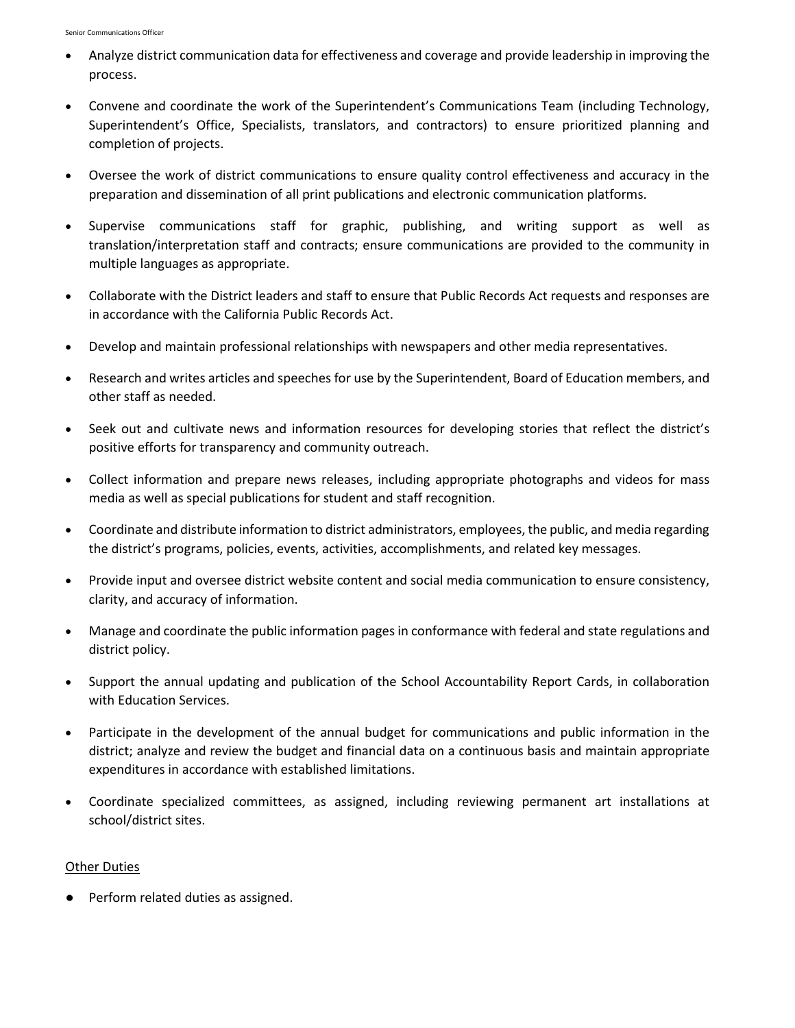- Analyze district communication data for effectiveness and coverage and provide leadership in improving the process.
- Convene and coordinate the work of the Superintendent's Communications Team (including Technology, Superintendent's Office, Specialists, translators, and contractors) to ensure prioritized planning and completion of projects.
- Oversee the work of district communications to ensure quality control effectiveness and accuracy in the preparation and dissemination of all print publications and electronic communication platforms.
- Supervise communications staff for graphic, publishing, and writing support as well as translation/interpretation staff and contracts; ensure communications are provided to the community in multiple languages as appropriate.
- Collaborate with the District leaders and staff to ensure that Public Records Act requests and responses are in accordance with the California Public Records Act.
- Develop and maintain professional relationships with newspapers and other media representatives.
- Research and writes articles and speeches for use by the Superintendent, Board of Education members, and other staff as needed.
- Seek out and cultivate news and information resources for developing stories that reflect the district's positive efforts for transparency and community outreach.
- Collect information and prepare news releases, including appropriate photographs and videos for mass media as well as special publications for student and staff recognition.
- Coordinate and distribute information to district administrators, employees, the public, and media regarding the district's programs, policies, events, activities, accomplishments, and related key messages.
- Provide input and oversee district website content and social media communication to ensure consistency, clarity, and accuracy of information.
- Manage and coordinate the public information pages in conformance with federal and state regulations and district policy.
- Support the annual updating and publication of the School Accountability Report Cards, in collaboration with Education Services.
- Participate in the development of the annual budget for communications and public information in the district; analyze and review the budget and financial data on a continuous basis and maintain appropriate expenditures in accordance with established limitations.
- Coordinate specialized committees, as assigned, including reviewing permanent art installations at school/district sites.

<u>Other Duties</u>

- Perform related duties as assigned.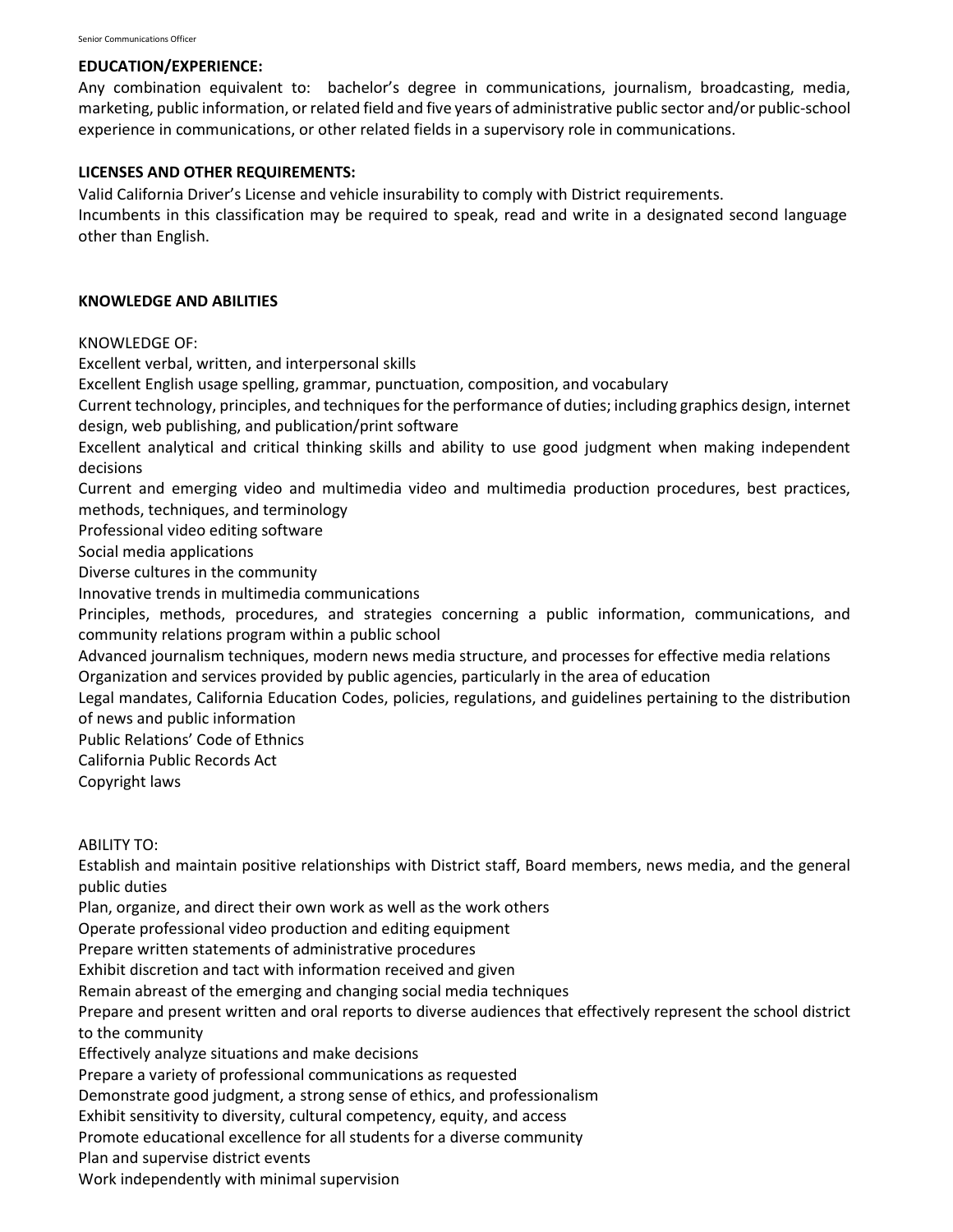### EDUCATION/EXPERIENCE:

Any combination equivalent to: bachelor's degree in communications, journalism, broadcasting, media, marketing, public information, or related field and five years of administrative public sector and/or public-school experience in communications, or other related fields in a supervisory role in communications.

### LICENSES AND OTHER REQUIREMENTS:

Valid California Driver's License and vehicle insurability to comply with District requirements.
Incumbents in this classification may be required to speak, read and write in a designated second language other than English.

### KNOWLEDGE AND ABILITIES

KNOWLEDGE OF:

Excellent verbal, written, and interpersonal skills
Excellent English usage spelling, grammar, punctuation, composition, and vocabulary
Current technology, principles, and techniques for the performance of duties; including graphics design, internet design, web publishing, and publication/print software
Excellent analytical and critical thinking skills and ability to use good judgment when making independent decisions
Current and emerging video and multimedia video and multimedia production procedures, best practices, methods, techniques, and terminology
Professional video editing software
Social media applications
Diverse cultures in the community
Innovative trends in multimedia communications
Principles, methods, procedures, and strategies concerning a public information, communications, and community relations program within a public school
Advanced journalism techniques, modern news media structure, and processes for effective media relations
Organization and services provided by public agencies, particularly in the area of education
Legal mandates, California Education Codes, policies, regulations, and guidelines pertaining to the distribution of news and public information
Public Relations' Code of Ethnics
California Public Records Act
Copyright laws

ABILITY TO:

Establish and maintain positive relationships with District staff, Board members, news media, and the general public duties
Plan, organize, and direct their own work as well as the work others
Operate professional video production and editing equipment
Prepare written statements of administrative procedures
Exhibit discretion and tact with information received and given
Remain abreast of the emerging and changing social media techniques
Prepare and present written and oral reports to diverse audiences that effectively represent the school district to the community
Effectively analyze situations and make decisions
Prepare a variety of professional communications as requested
Demonstrate good judgment, a strong sense of ethics, and professionalism
Exhibit sensitivity to diversity, cultural competency, equity, and access
Promote educational excellence for all students for a diverse community
Plan and supervise district events
Work independently with minimal supervision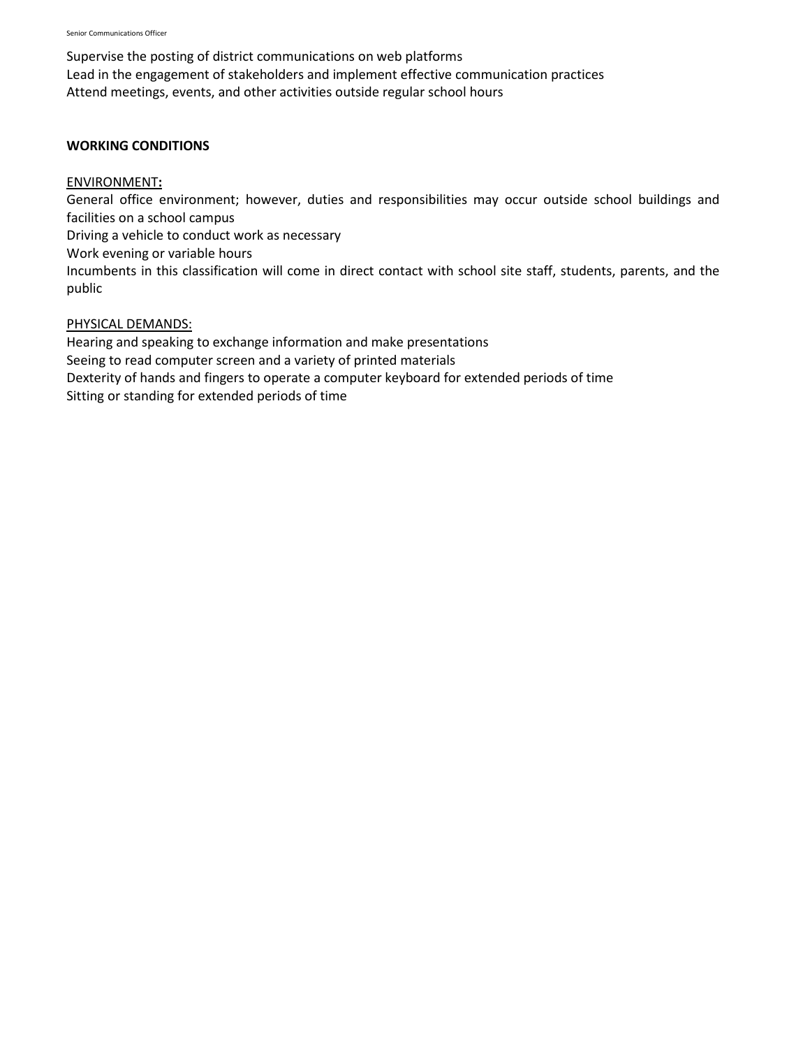Supervise the posting of district communications on web platforms
Lead in the engagement of stakeholders and implement effective communication practices
Attend meetings, events, and other activities outside regular school hours

**WORKING CONDITIONS**

ENVIRONMENT**:**

General office environment; however, duties and responsibilities may occur outside school buildings and facilities on a school campus
Driving a vehicle to conduct work as necessary
Work evening or variable hours
Incumbents in this classification will come in direct contact with school site staff, students, parents, and the public

PHYSICAL DEMANDS:

Hearing and speaking to exchange information and make presentations
Seeing to read computer screen and a variety of printed materials
Dexterity of hands and fingers to operate a computer keyboard for extended periods of time
Sitting or standing for extended periods of time